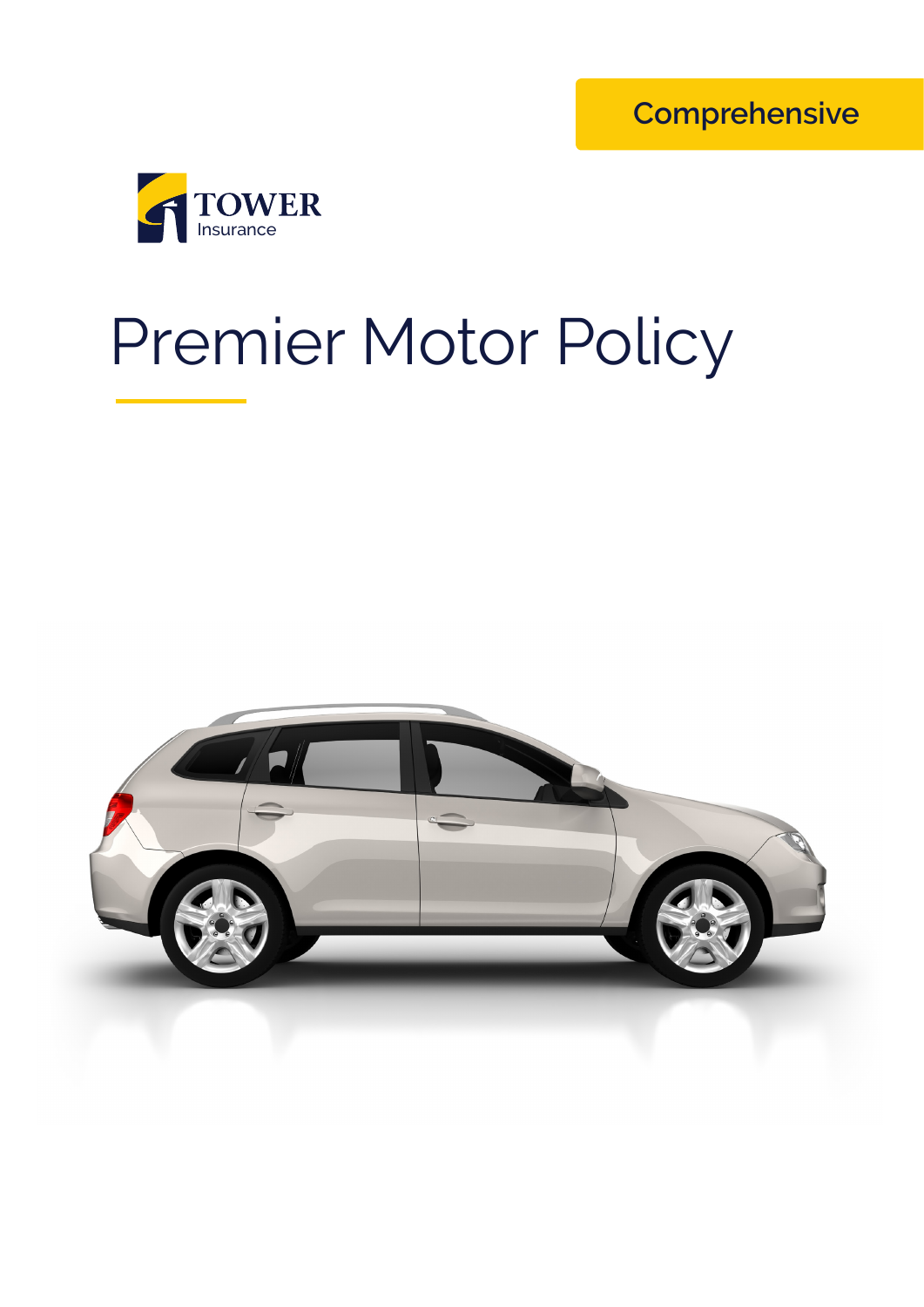Comprehensive

TOWER
Insurance

# Premier Motor Policy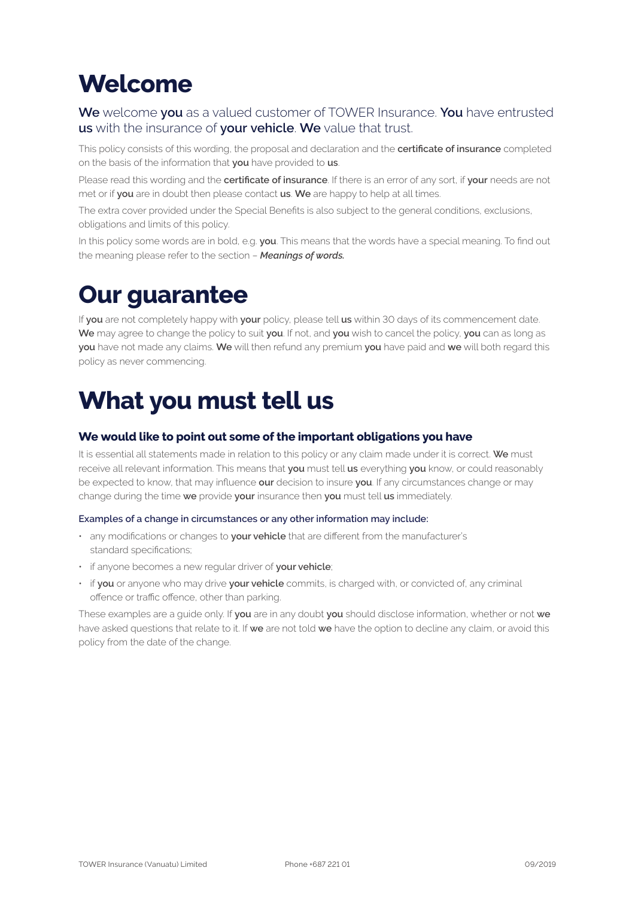# Welcome

**We** welcome **you** as a valued customer of TOWER Insurance. **You** have entrusted **us** with the insurance of **your vehicle**. **We** value that trust.

This policy consists of this wording, the proposal and declaration and the **certificate of insurance** completed on the basis of the information that **you** have provided to **us**.

Please read this wording and the **certificate of insurance**. If there is an error of any sort, if **your** needs are not met or if **you** are in doubt then please contact **us**. **We** are happy to help at all times.

The extra cover provided under the Special Benefits is also subject to the general conditions, exclusions, obligations and limits of this policy.

In this policy some words are in bold, e.g. **you**. This means that the words have a special meaning. To find out the meaning please refer to the section – ***Meanings of words.***

# Our guarantee

If **you** are not completely happy with **your** policy, please tell **us** within 30 days of its commencement date. **We** may agree to change the policy to suit **you**. If not, and **you** wish to cancel the policy, **you** can as long as **you** have not made any claims. **We** will then refund any premium **you** have paid and **we** will both regard this policy as never commencing.

# What you must tell us

### We would like to point out some of the important obligations you have

It is essential all statements made in relation to this policy or any claim made under it is correct. **We** must receive all relevant information. This means that **you** must tell **us** everything **you** know, or could reasonably be expected to know, that may influence **our** decision to insure **you**. If any circumstances change or may change during the time **we** provide **your** insurance then **you** must tell **us** immediately.

Examples of a change in circumstances or any other information may include:

- any modifications or changes to **your vehicle** that are different from the manufacturer's standard specifications;
- if anyone becomes a new regular driver of **your vehicle**;
- if **you** or anyone who may drive **your vehicle** commits, is charged with, or convicted of, any criminal offence or traffic offence, other than parking.

These examples are a guide only. If **you** are in any doubt **you** should disclose information, whether or not **we** have asked questions that relate to it. If **we** are not told **we** have the option to decline any claim, or avoid this policy from the date of the change.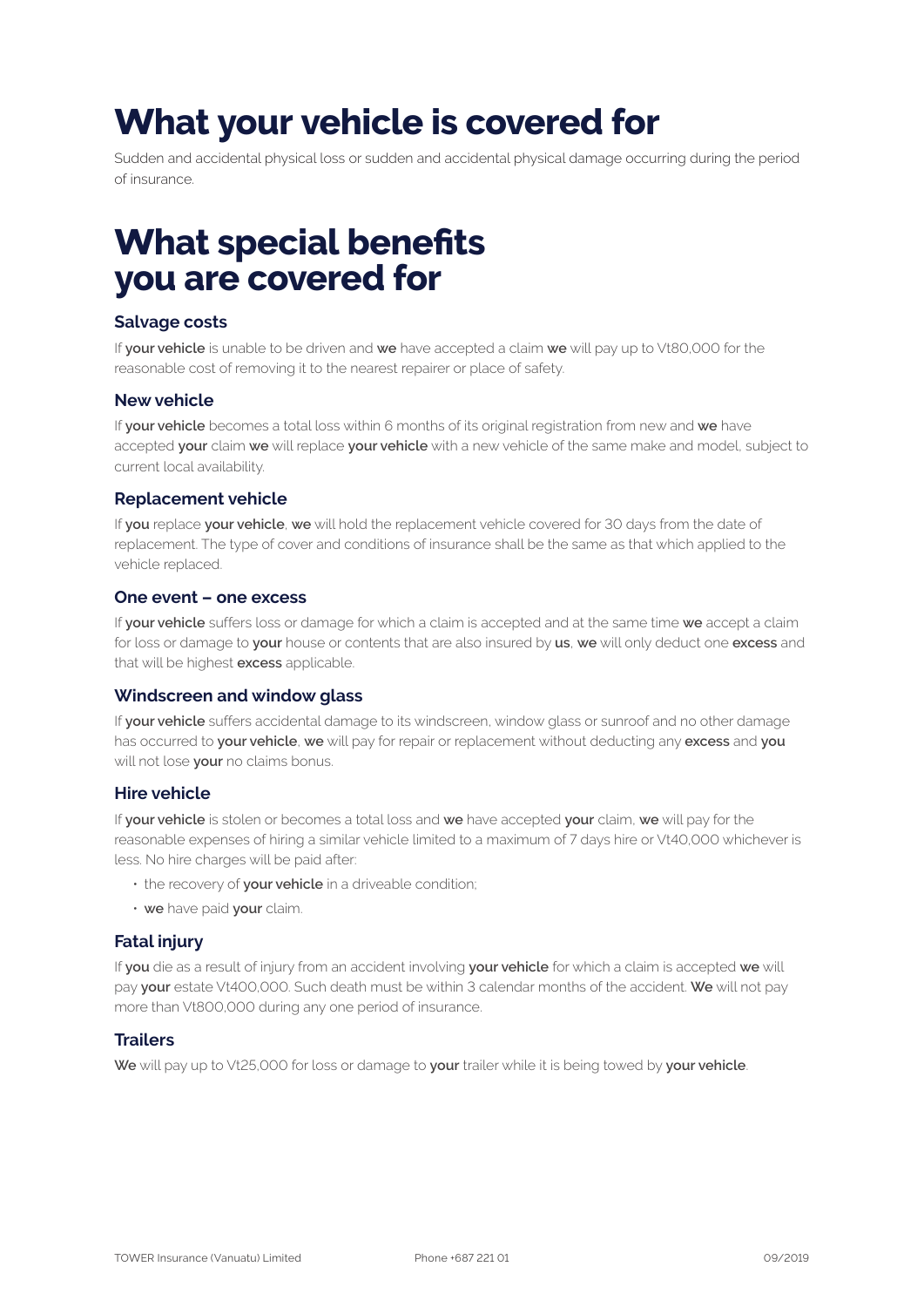# What your vehicle is covered for

Sudden and accidental physical loss or sudden and accidental physical damage occurring during the period of insurance.

# What special benefits you are covered for

### Salvage costs

If **your vehicle** is unable to be driven and **we** have accepted a claim **we** will pay up to Vt80,000 for the reasonable cost of removing it to the nearest repairer or place of safety.

### New vehicle

If **your vehicle** becomes a total loss within 6 months of its original registration from new and **we** have accepted **your** claim **we** will replace **your vehicle** with a new vehicle of the same make and model, subject to current local availability.

### Replacement vehicle

If **you** replace **your vehicle**, **we** will hold the replacement vehicle covered for 30 days from the date of replacement. The type of cover and conditions of insurance shall be the same as that which applied to the vehicle replaced.

### One event – one excess

If **your vehicle** suffers loss or damage for which a claim is accepted and at the same time **we** accept a claim for loss or damage to **your** house or contents that are also insured by **us**, **we** will only deduct one **excess** and that will be highest **excess** applicable.

### Windscreen and window glass

If **your vehicle** suffers accidental damage to its windscreen, window glass or sunroof and no other damage has occurred to **your vehicle**, **we** will pay for repair or replacement without deducting any **excess** and **you** will not lose **your** no claims bonus.

### Hire vehicle

If **your vehicle** is stolen or becomes a total loss and **we** have accepted **your** claim, **we** will pay for the reasonable expenses of hiring a similar vehicle limited to a maximum of 7 days hire or Vt40,000 whichever is less. No hire charges will be paid after:

- the recovery of **your vehicle** in a driveable condition;
- **we** have paid **your** claim.

### Fatal injury

If **you** die as a result of injury from an accident involving **your vehicle** for which a claim is accepted **we** will pay **your** estate Vt400,000. Such death must be within 3 calendar months of the accident. **We** will not pay more than Vt800,000 during any one period of insurance.

### Trailers

**We** will pay up to Vt25,000 for loss or damage to **your** trailer while it is being towed by **your vehicle**.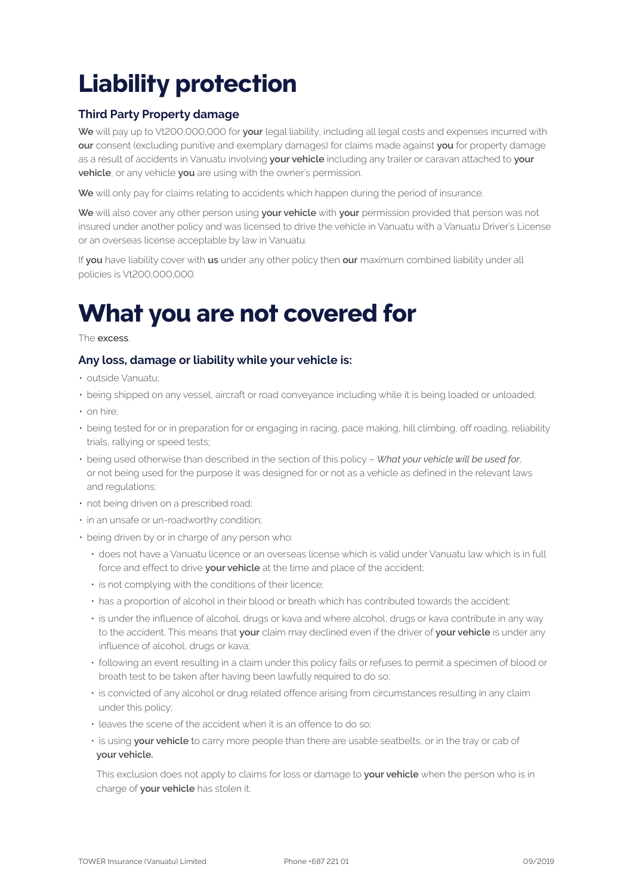# Liability protection

### Third Party Property damage

**We** will pay up to Vt200,000,000 for **your** legal liability, including all legal costs and expenses incurred with **our** consent (excluding punitive and exemplary damages) for claims made against **you** for property damage as a result of accidents in Vanuatu involving **your vehicle** including any trailer or caravan attached to **your vehicle**, or any vehicle **you** are using with the owner's permission.

**We** will only pay for claims relating to accidents which happen during the period of insurance.

**We** will also cover any other person using **your vehicle** with **your** permission provided that person was not insured under another policy and was licensed to drive the vehicle in Vanuatu with a Vanuatu Driver's License or an overseas license acceptable by law in Vanuatu.

If **you** have liability cover with **us** under any other policy then **our** maximum combined liability under all policies is Vt200,000,000.

# What you are not covered for

The **excess**.

### Any loss, damage or liability while your vehicle is:

- outside Vanuatu;
- being shipped on any vessel, aircraft or road conveyance including while it is being loaded or unloaded;
- on hire;
- being tested for or in preparation for or engaging in racing, pace making, hill climbing, off roading, reliability trials, rallying or speed tests;
- being used otherwise than described in the section of this policy – *What your vehicle will be used for*, or not being used for the purpose it was designed for or not as a vehicle as defined in the relevant laws and regulations;
- not being driven on a prescribed road;
- in an unsafe or un-roadworthy condition;
- being driven by or in charge of any person who:
  - does not have a Vanuatu licence or an overseas license which is valid under Vanuatu law which is in full force and effect to drive **your vehicle** at the time and place of the accident;
  - is not complying with the conditions of their licence;
  - has a proportion of alcohol in their blood or breath which has contributed towards the accident;
  - is under the influence of alcohol, drugs or kava and where alcohol, drugs or kava contribute in any way to the accident. This means that **your** claim may declined even if the driver of **your vehicle** is under any influence of alcohol, drugs or kava;
  - following an event resulting in a claim under this policy fails or refuses to permit a specimen of blood or breath test to be taken after having been lawfully required to do so;
  - is convicted of any alcohol or drug related offence arising from circumstances resulting in any claim under this policy;
  - leaves the scene of the accident when it is an offence to do so;
  - is using **your vehicle** to carry more people than there are usable seatbelts, or in the tray or cab of **your vehicle.**

  This exclusion does not apply to claims for loss or damage to **your vehicle** when the person who is in charge of **your vehicle** has stolen it.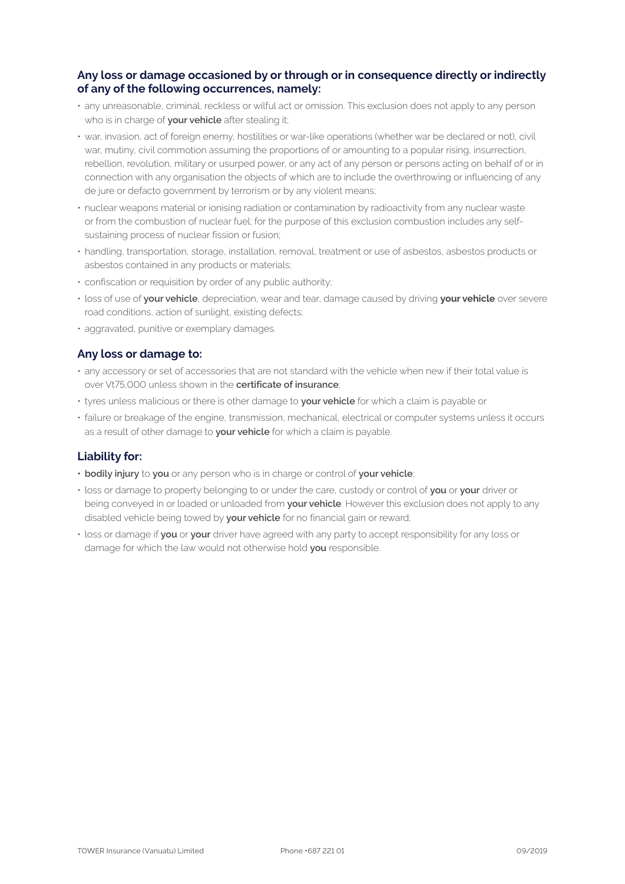### Any loss or damage occasioned by or through or in consequence directly or indirectly of any of the following occurrences, namely:

- any unreasonable, criminal, reckless or wilful act or omission. This exclusion does not apply to any person who is in charge of **your vehicle** after stealing it;
- war, invasion, act of foreign enemy, hostilities or war-like operations (whether war be declared or not), civil war, mutiny, civil commotion assuming the proportions of or amounting to a popular rising, insurrection, rebellion, revolution, military or usurped power, or any act of any person or persons acting on behalf of or in connection with any organisation the objects of which are to include the overthrowing or influencing of any de jure or defacto government by terrorism or by any violent means;
- nuclear weapons material or ionising radiation or contamination by radioactivity from any nuclear waste or from the combustion of nuclear fuel; for the purpose of this exclusion combustion includes any self-sustaining process of nuclear fission or fusion;
- handling, transportation, storage, installation, removal, treatment or use of asbestos, asbestos products or asbestos contained in any products or materials;
- confiscation or requisition by order of any public authority;
- loss of use of **your vehicle**, depreciation, wear and tear, damage caused by driving **your vehicle** over severe road conditions, action of sunlight, existing defects;
- aggravated, punitive or exemplary damages.

### Any loss or damage to:

- any accessory or set of accessories that are not standard with the vehicle when new if their total value is over Vt75,000 unless shown in the **certificate of insurance**;
- tyres unless malicious or there is other damage to **your vehicle** for which a claim is payable or
- failure or breakage of the engine, transmission, mechanical, electrical or computer systems unless it occurs as a result of other damage to **your vehicle** for which a claim is payable.

### Liability for:

- **bodily injury** to **you** or any person who is in charge or control of **your vehicle**;
- loss or damage to property belonging to or under the care, custody or control of **you** or **your** driver or being conveyed in or loaded or unloaded from **your vehicle**. However this exclusion does not apply to any disabled vehicle being towed by **your vehicle** for no financial gain or reward;
- loss or damage if **you** or **your** driver have agreed with any party to accept responsibility for any loss or damage for which the law would not otherwise hold **you** responsible.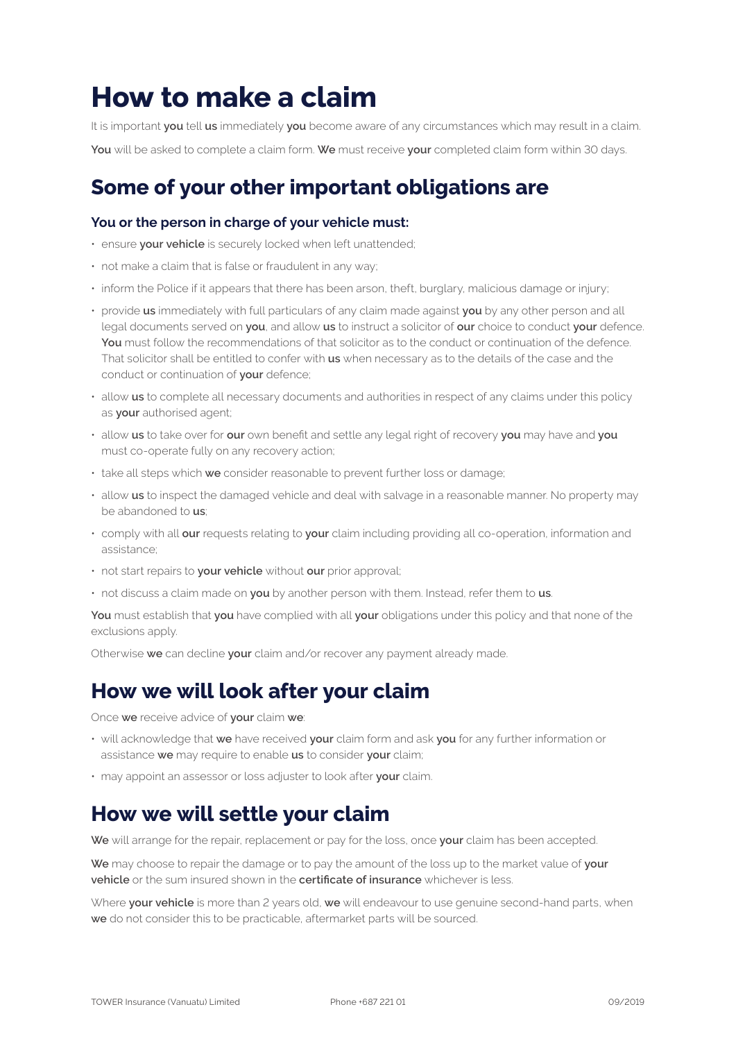# How to make a claim

It is important **you** tell **us** immediately **you** become aware of any circumstances which may result in a claim.

**You** will be asked to complete a claim form. **We** must receive **your** completed claim form within 30 days.

## Some of your other important obligations are

### You or the person in charge of your vehicle must:

- ensure **your vehicle** is securely locked when left unattended;
- not make a claim that is false or fraudulent in any way;
- inform the Police if it appears that there has been arson, theft, burglary, malicious damage or injury;
- provide **us** immediately with full particulars of any claim made against **you** by any other person and all legal documents served on **you**, and allow **us** to instruct a solicitor of **our** choice to conduct **your** defence. **You** must follow the recommendations of that solicitor as to the conduct or continuation of the defence. That solicitor shall be entitled to confer with **us** when necessary as to the details of the case and the conduct or continuation of **your** defence;
- allow **us** to complete all necessary documents and authorities in respect of any claims under this policy as **your** authorised agent;
- allow **us** to take over for **our** own benefit and settle any legal right of recovery **you** may have and **you** must co-operate fully on any recovery action;
- take all steps which **we** consider reasonable to prevent further loss or damage;
- allow **us** to inspect the damaged vehicle and deal with salvage in a reasonable manner. No property may be abandoned to **us**;
- comply with all **our** requests relating to **your** claim including providing all co-operation, information and assistance;
- not start repairs to **your vehicle** without **our** prior approval;
- not discuss a claim made on **you** by another person with them. Instead, refer them to **us**.

**You** must establish that **you** have complied with all **your** obligations under this policy and that none of the exclusions apply.

Otherwise **we** can decline **your** claim and/or recover any payment already made.

## How we will look after your claim

Once **we** receive advice of **your** claim **we**:

- will acknowledge that **we** have received **your** claim form and ask **you** for any further information or assistance **we** may require to enable **us** to consider **your** claim;
- may appoint an assessor or loss adjuster to look after **your** claim.

## How we will settle your claim

**We** will arrange for the repair, replacement or pay for the loss, once **your** claim has been accepted.

**We** may choose to repair the damage or to pay the amount of the loss up to the market value of **your vehicle** or the sum insured shown in the **certificate of insurance** whichever is less.

Where **your vehicle** is more than 2 years old, **we** will endeavour to use genuine second-hand parts, when **we** do not consider this to be practicable, aftermarket parts will be sourced.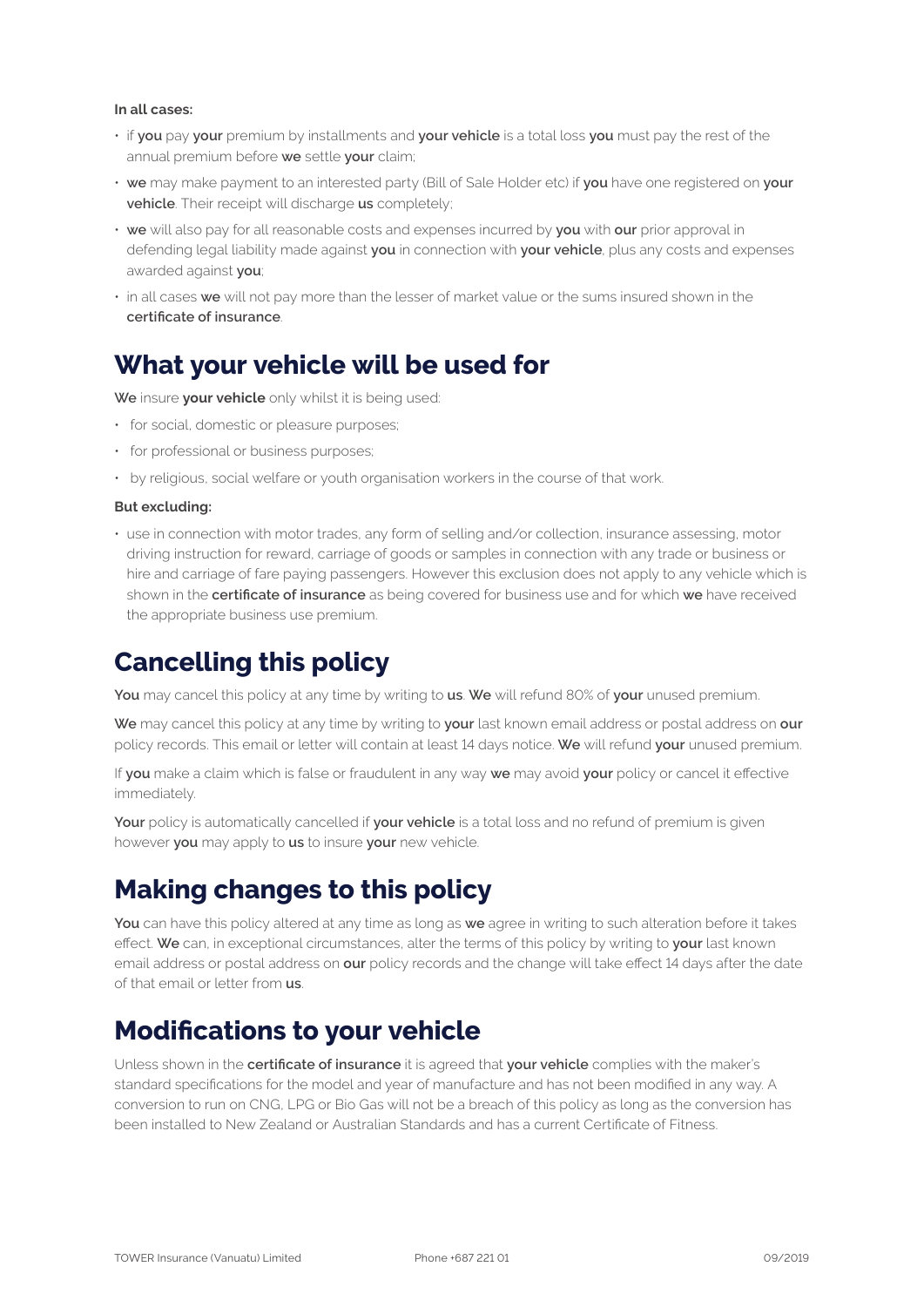**In all cases:**

- if **you** pay **your** premium by installments and **your vehicle** is a total loss **you** must pay the rest of the annual premium before **we** settle **your** claim;
- **we** may make payment to an interested party (Bill of Sale Holder etc) if **you** have one registered on **your vehicle**. Their receipt will discharge **us** completely;
- **we** will also pay for all reasonable costs and expenses incurred by **you** with **our** prior approval in defending legal liability made against **you** in connection with **your vehicle**, plus any costs and expenses awarded against **you**;
- in all cases **we** will not pay more than the lesser of market value or the sums insured shown in the **certificate of insurance**.

## What your vehicle will be used for

**We** insure **your vehicle** only whilst it is being used:

- for social, domestic or pleasure purposes;
- for professional or business purposes;
- by religious, social welfare or youth organisation workers in the course of that work.

**But excluding:**

- use in connection with motor trades, any form of selling and/or collection, insurance assessing, motor driving instruction for reward, carriage of goods or samples in connection with any trade or business or hire and carriage of fare paying passengers. However this exclusion does not apply to any vehicle which is shown in the **certificate of insurance** as being covered for business use and for which **we** have received the appropriate business use premium.

## Cancelling this policy

**You** may cancel this policy at any time by writing to **us**. **We** will refund 80% of **your** unused premium.

**We** may cancel this policy at any time by writing to **your** last known email address or postal address on **our** policy records. This email or letter will contain at least 14 days notice. **We** will refund **your** unused premium.

If **you** make a claim which is false or fraudulent in any way **we** may avoid **your** policy or cancel it effective immediately.

**Your** policy is automatically cancelled if **your vehicle** is a total loss and no refund of premium is given however **you** may apply to **us** to insure **your** new vehicle.

## Making changes to this policy

**You** can have this policy altered at any time as long as **we** agree in writing to such alteration before it takes effect. **We** can, in exceptional circumstances, alter the terms of this policy by writing to **your** last known email address or postal address on **our** policy records and the change will take effect 14 days after the date of that email or letter from **us**.

## Modifications to your vehicle

Unless shown in the **certificate of insurance** it is agreed that **your vehicle** complies with the maker's standard specifications for the model and year of manufacture and has not been modified in any way. A conversion to run on CNG, LPG or Bio Gas will not be a breach of this policy as long as the conversion has been installed to New Zealand or Australian Standards and has a current Certificate of Fitness.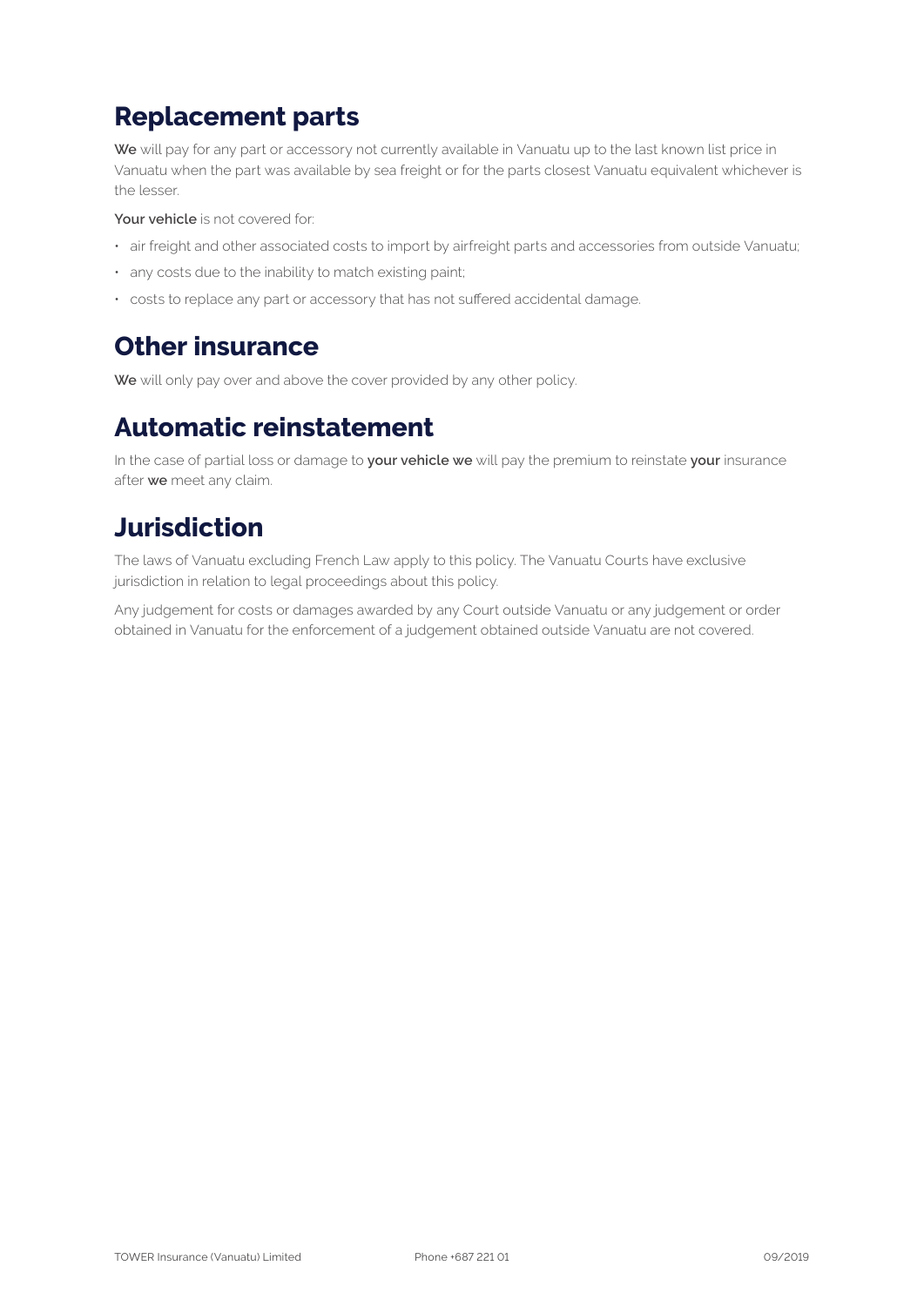## Replacement parts

**We** will pay for any part or accessory not currently available in Vanuatu up to the last known list price in Vanuatu when the part was available by sea freight or for the parts closest Vanuatu equivalent whichever is the lesser.

**Your vehicle** is not covered for:

- air freight and other associated costs to import by airfreight parts and accessories from outside Vanuatu;
- any costs due to the inability to match existing paint;
- costs to replace any part or accessory that has not suffered accidental damage.

## Other insurance

**We** will only pay over and above the cover provided by any other policy.

## Automatic reinstatement

In the case of partial loss or damage to **your vehicle we** will pay the premium to reinstate **your** insurance after **we** meet any claim.

## Jurisdiction

The laws of Vanuatu excluding French Law apply to this policy. The Vanuatu Courts have exclusive jurisdiction in relation to legal proceedings about this policy.

Any judgement for costs or damages awarded by any Court outside Vanuatu or any judgement or order obtained in Vanuatu for the enforcement of a judgement obtained outside Vanuatu are not covered.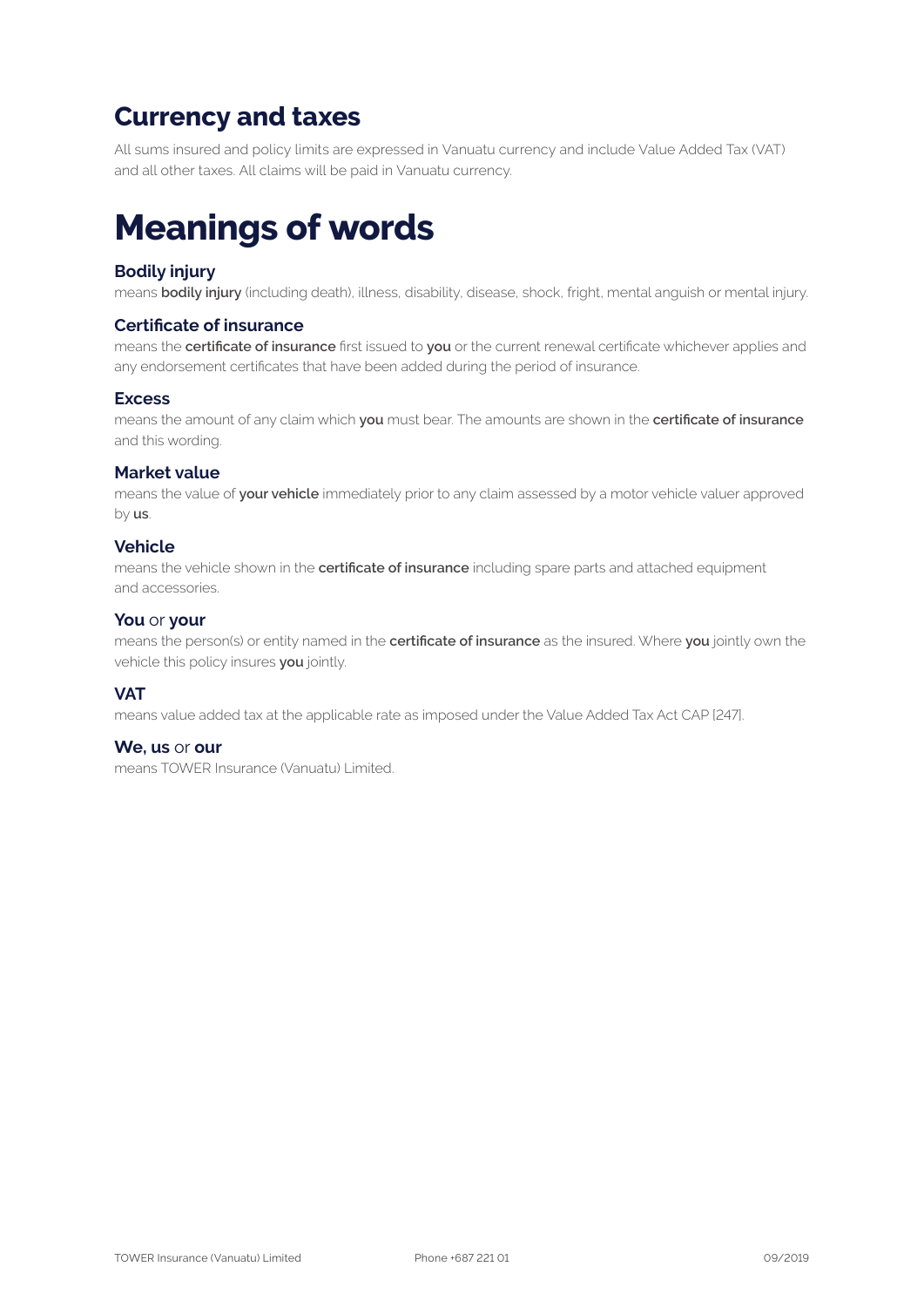## Currency and taxes

All sums insured and policy limits are expressed in Vanuatu currency and include Value Added Tax (VAT) and all other taxes. All claims will be paid in Vanuatu currency.

# Meanings of words

### Bodily injury

means **bodily injury** (including death), illness, disability, disease, shock, fright, mental anguish or mental injury.

### Certificate of insurance

means the **certificate of insurance** first issued to **you** or the current renewal certificate whichever applies and any endorsement certificates that have been added during the period of insurance.

### Excess

means the amount of any claim which **you** must bear. The amounts are shown in the **certificate of insurance** and this wording.

### Market value

means the value of **your vehicle** immediately prior to any claim assessed by a motor vehicle valuer approved by **us**.

### Vehicle

means the vehicle shown in the **certificate of insurance** including spare parts and attached equipment and accessories.

### You or your

means the person(s) or entity named in the **certificate of insurance** as the insured. Where **you** jointly own the vehicle this policy insures **you** jointly.

### VAT

means value added tax at the applicable rate as imposed under the Value Added Tax Act CAP [247].

### We, us or our

means TOWER Insurance (Vanuatu) Limited.